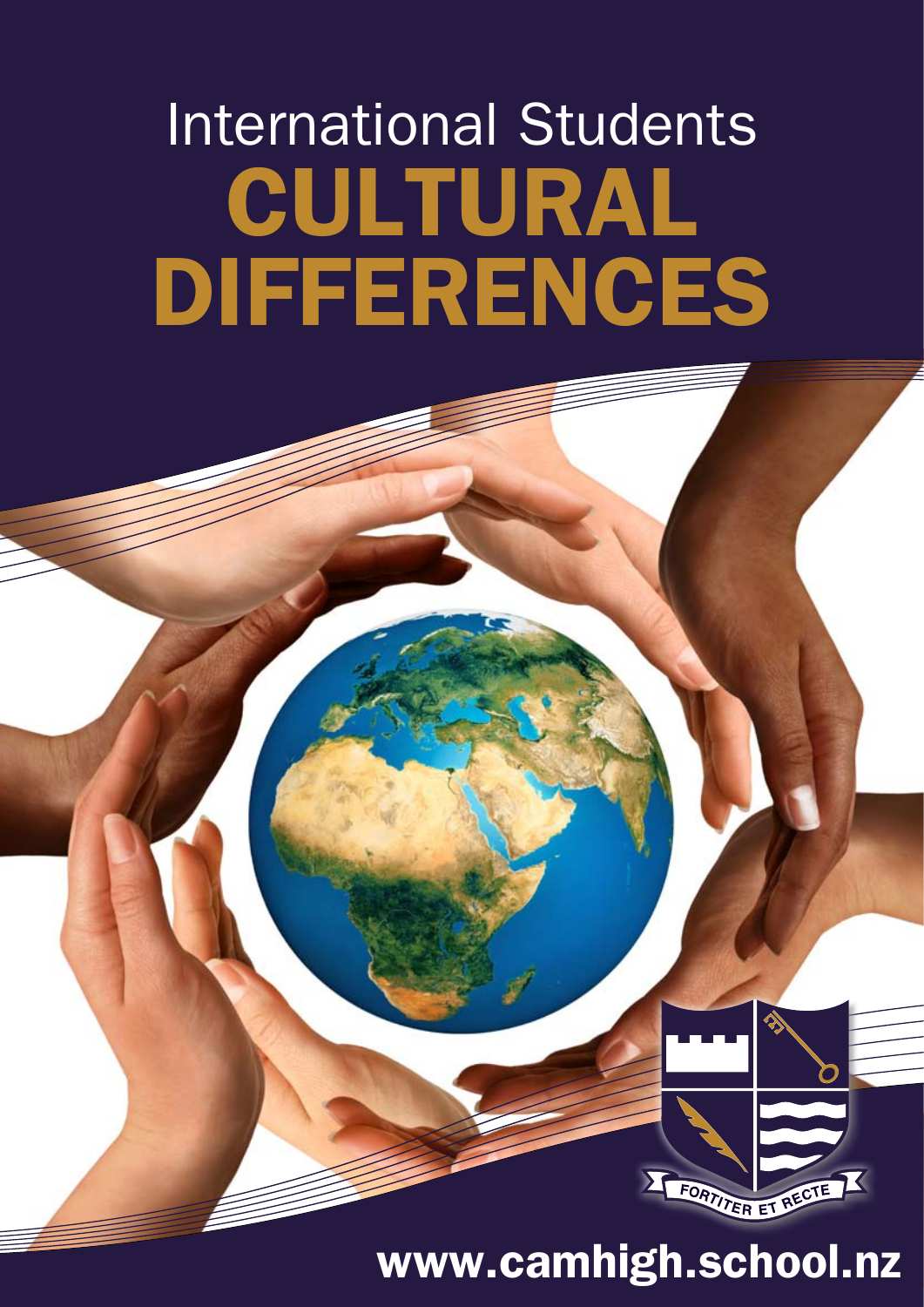# International Students CULTURAL DIFFERENCES

FORTITER ET RECTE

www.camhigh.school.nz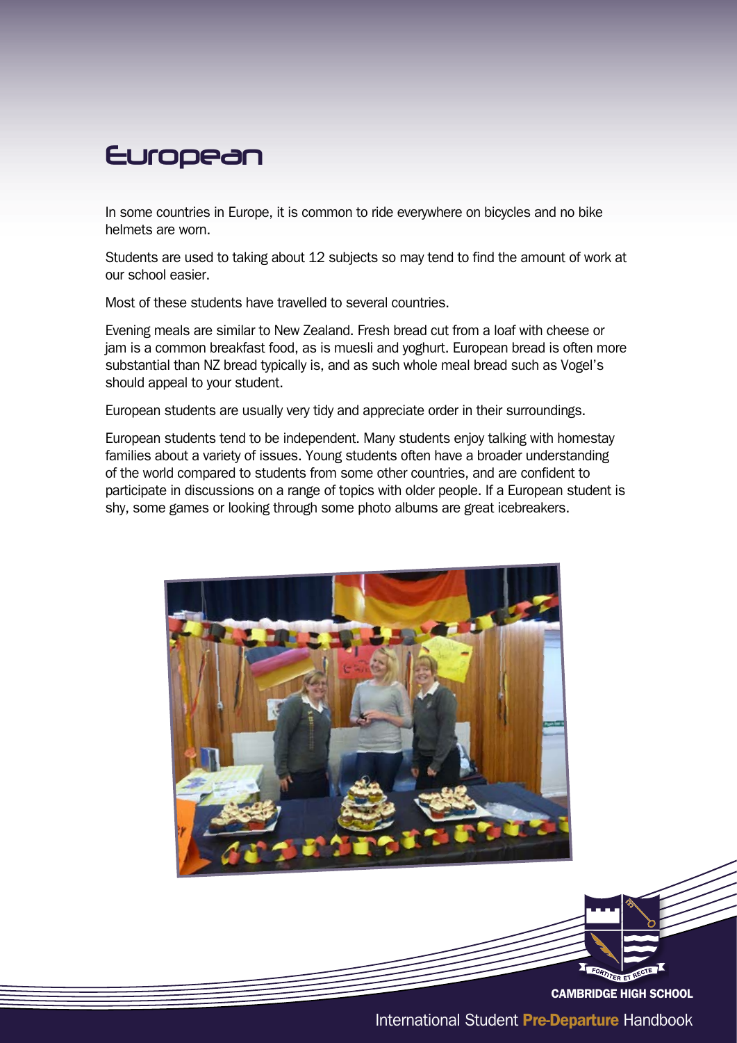# European

In some countries in Europe, it is common to ride everywhere on bicycles and no bike helmets are worn.

Students are used to taking about 12 subjects so may tend to find the amount of work at our school easier.

Most of these students have travelled to several countries.

Evening meals are similar to New Zealand. Fresh bread cut from a loaf with cheese or jam is a common breakfast food, as is muesli and yoghurt. European bread is often more substantial than NZ bread typically is, and as such whole meal bread such as Vogel's should appeal to your student.

European students are usually very tidy and appreciate order in their surroundings.

European students tend to be independent. Many students enjoy talking with homestay families about a variety of issues. Young students often have a broader understanding of the world compared to students from some other countries, and are confident to participate in discussions on a range of topics with older people. If a European student is shy, some games or looking through some photo albums are great icebreakers.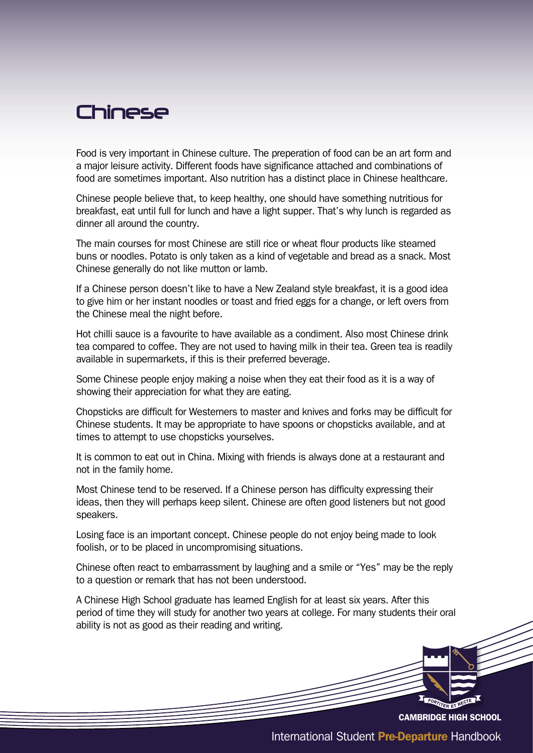# Chinese

Food is very important in Chinese culture. The preperation of food can be an art form and a major leisure activity. Different foods have significance attached and combinations of food are sometimes important. Also nutrition has a distinct place in Chinese healthcare.

Chinese people believe that, to keep healthy, one should have something nutritious for breakfast, eat until full for lunch and have a light supper. That's why lunch is regarded as dinner all around the country.

The main courses for most Chinese are still rice or wheat flour products like steamed buns or noodles. Potato is only taken as a kind of vegetable and bread as a snack. Most Chinese generally do not like mutton or lamb.

If a Chinese person doesn't like to have a New Zealand style breakfast, it is a good idea to give him or her instant noodles or toast and fried eggs for a change, or left overs from the Chinese meal the night before.

Hot chilli sauce is a favourite to have available as a condiment. Also most Chinese drink tea compared to coffee. They are not used to having milk in their tea. Green tea is readily available in supermarkets, if this is their preferred beverage.

Some Chinese people enjoy making a noise when they eat their food as it is a way of showing their appreciation for what they are eating.

Chopsticks are difficult for Westerners to master and knives and forks may be difficult for Chinese students. It may be appropriate to have spoons or chopsticks available, and at times to attempt to use chopsticks yourselves.

It is common to eat out in China. Mixing with friends is always done at a restaurant and not in the family home.

Most Chinese tend to be reserved. If a Chinese person has difficulty expressing their ideas, then they will perhaps keep silent. Chinese are often good listeners but not good speakers.

Losing face is an important concept. Chinese people do not enjoy being made to look foolish, or to be placed in uncompromising situations.

Chinese often react to embarrassment by laughing and a smile or "Yes" may be the reply to a question or remark that has not been understood.

A Chinese High School graduate has learned English for at least six years. After this period of time they will study for another two years at college. For many students their oral ability is not as good as their reading and writing.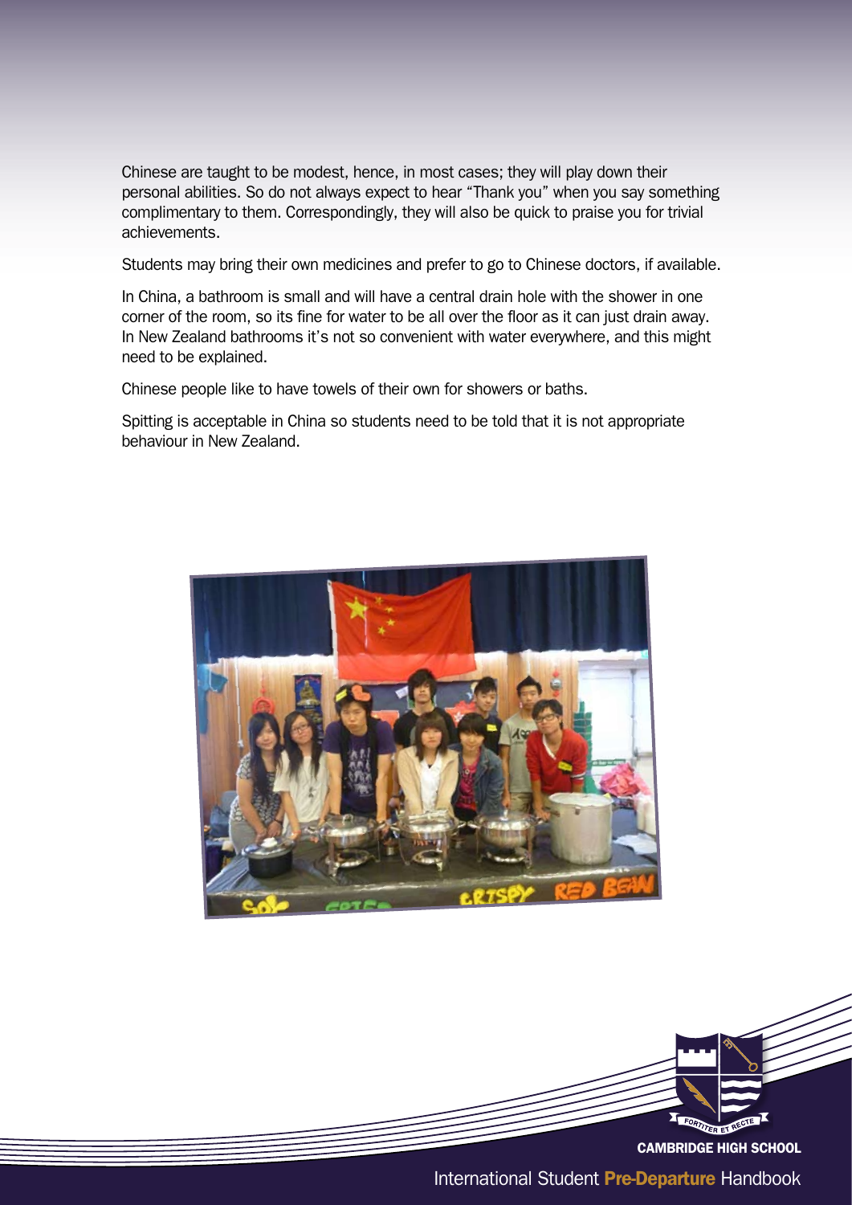Chinese are taught to be modest, hence, in most cases; they will play down their personal abilities. So do not always expect to hear "Thank you" when you say something complimentary to them. Correspondingly, they will also be quick to praise you for trivial achievements.

Students may bring their own medicines and prefer to go to Chinese doctors, if available.

In China, a bathroom is small and will have a central drain hole with the shower in one corner of the room, so its fine for water to be all over the floor as it can just drain away. In New Zealand bathrooms it's not so convenient with water everywhere, and this might need to be explained.

Chinese people like to have towels of their own for showers or baths.

Spitting is acceptable in China so students need to be told that it is not appropriate behaviour in New Zealand.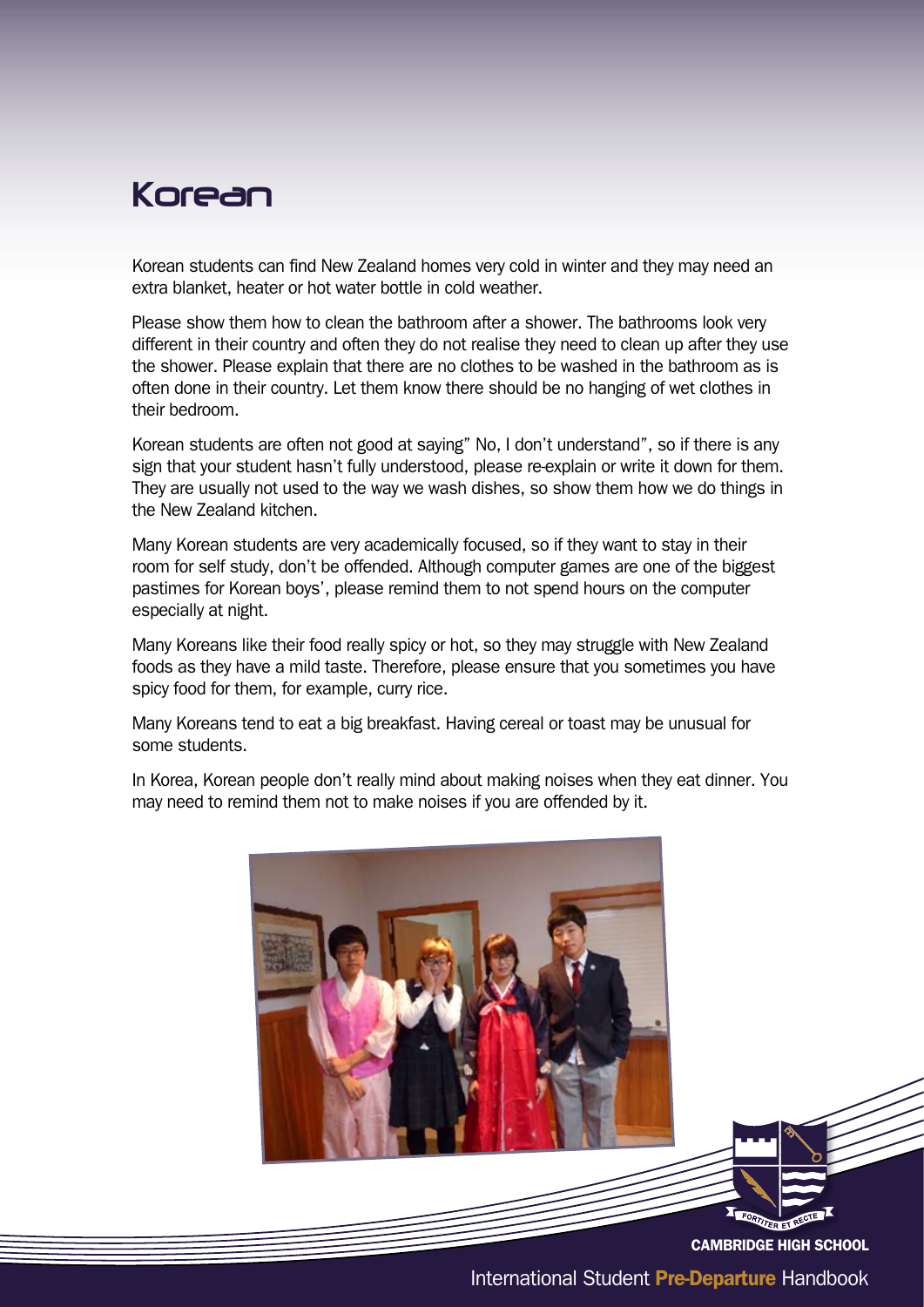# Korean

Korean students can find New Zealand homes very cold in winter and they may need an extra blanket, heater or hot water bottle in cold weather.

Please show them how to clean the bathroom after a shower. The bathrooms look very different in their country and often they do not realise they need to clean up after they use the shower. Please explain that there are no clothes to be washed in the bathroom as is often done in their country. Let them know there should be no hanging of wet clothes in their bedroom.

Korean students are often not good at saying" No, I don't understand", so if there is any sign that your student hasn't fully understood, please re-explain or write it down for them. They are usually not used to the way we wash dishes, so show them how we do things in the New Zealand kitchen.

Many Korean students are very academically focused, so if they want to stay in their room for self study, don't be offended. Although computer games are one of the biggest pastimes for Korean boys', please remind them to not spend hours on the computer especially at night.

Many Koreans like their food really spicy or hot, so they may struggle with New Zealand foods as they have a mild taste. Therefore, please ensure that you sometimes you have spicy food for them, for example, curry rice.

Many Koreans tend to eat a big breakfast. Having cereal or toast may be unusual for some students.

In Korea, Korean people don't really mind about making noises when they eat dinner. You may need to remind them not to make noises if you are offended by it.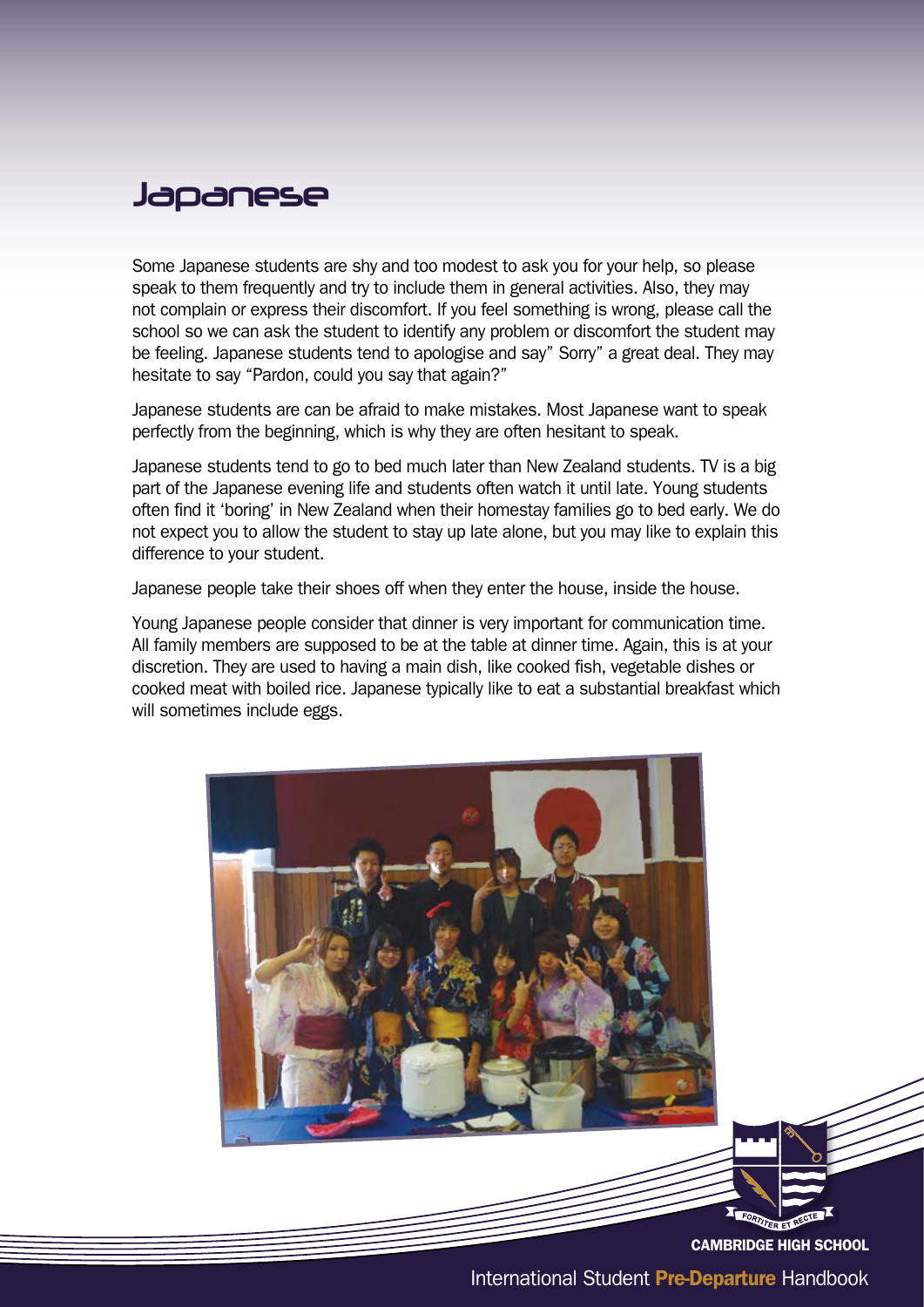# Japanese

Some Japanese students are shy and too modest to ask you for your help, so please speak to them frequently and try to include them in general activities. Also, they may not complain or express their discomfort. If you feel something is wrong, please call the school so we can ask the student to identify any problem or discomfort the student may be feeling. Japanese students tend to apologise and say" Sorry" a great deal. They may hesitate to say "Pardon, could you say that again?"

Japanese students are can be afraid to make mistakes. Most Japanese want to speak perfectly from the beginning, which is why they are often hesitant to speak.

Japanese students tend to go to bed much later than New Zealand students. TV is a big part of the Japanese evening life and students often watch it until late. Young students often find it 'boring' in New Zealand when their homestay families go to bed early. We do not expect you to allow the student to stay up late alone, but you may like to explain this difference to your student.

Japanese people take their shoes off when they enter the house, inside the house.

Young Japanese people consider that dinner is very important for communication time. All family members are supposed to be at the table at dinner time. Again, this is at your discretion. They are used to having a main dish, like cooked fish, vegetable dishes or cooked meat with boiled rice. Japanese typically like to eat a substantial breakfast which will sometimes include eggs.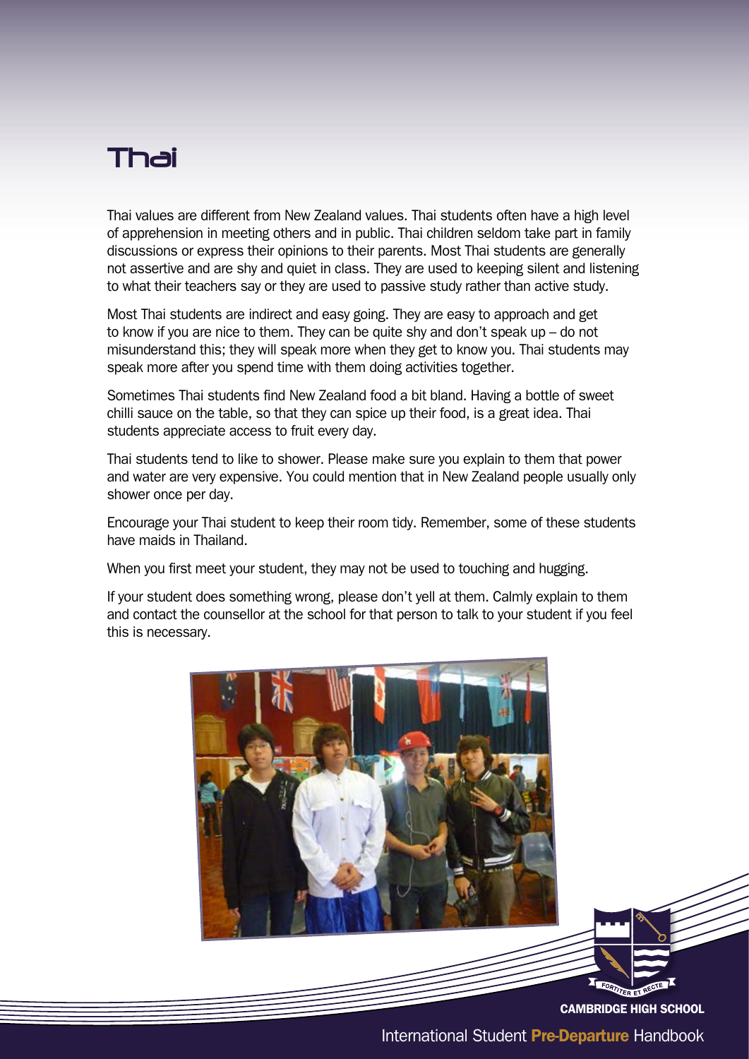# Thai

Thai values are different from New Zealand values. Thai students often have a high level of apprehension in meeting others and in public. Thai children seldom take part in family discussions or express their opinions to their parents. Most Thai students are generally not assertive and are shy and quiet in class. They are used to keeping silent and listening to what their teachers say or they are used to passive study rather than active study.

Most Thai students are indirect and easy going. They are easy to approach and get to know if you are nice to them. They can be quite shy and don't speak up – do not misunderstand this; they will speak more when they get to know you. Thai students may speak more after you spend time with them doing activities together.

Sometimes Thai students find New Zealand food a bit bland. Having a bottle of sweet chilli sauce on the table, so that they can spice up their food, is a great idea. Thai students appreciate access to fruit every day.

Thai students tend to like to shower. Please make sure you explain to them that power and water are very expensive. You could mention that in New Zealand people usually only shower once per day.

Encourage your Thai student to keep their room tidy. Remember, some of these students have maids in Thailand.

When you first meet your student, they may not be used to touching and hugging.

If your student does something wrong, please don't yell at them. Calmly explain to them and contact the counsellor at the school for that person to talk to your student if you feel this is necessary.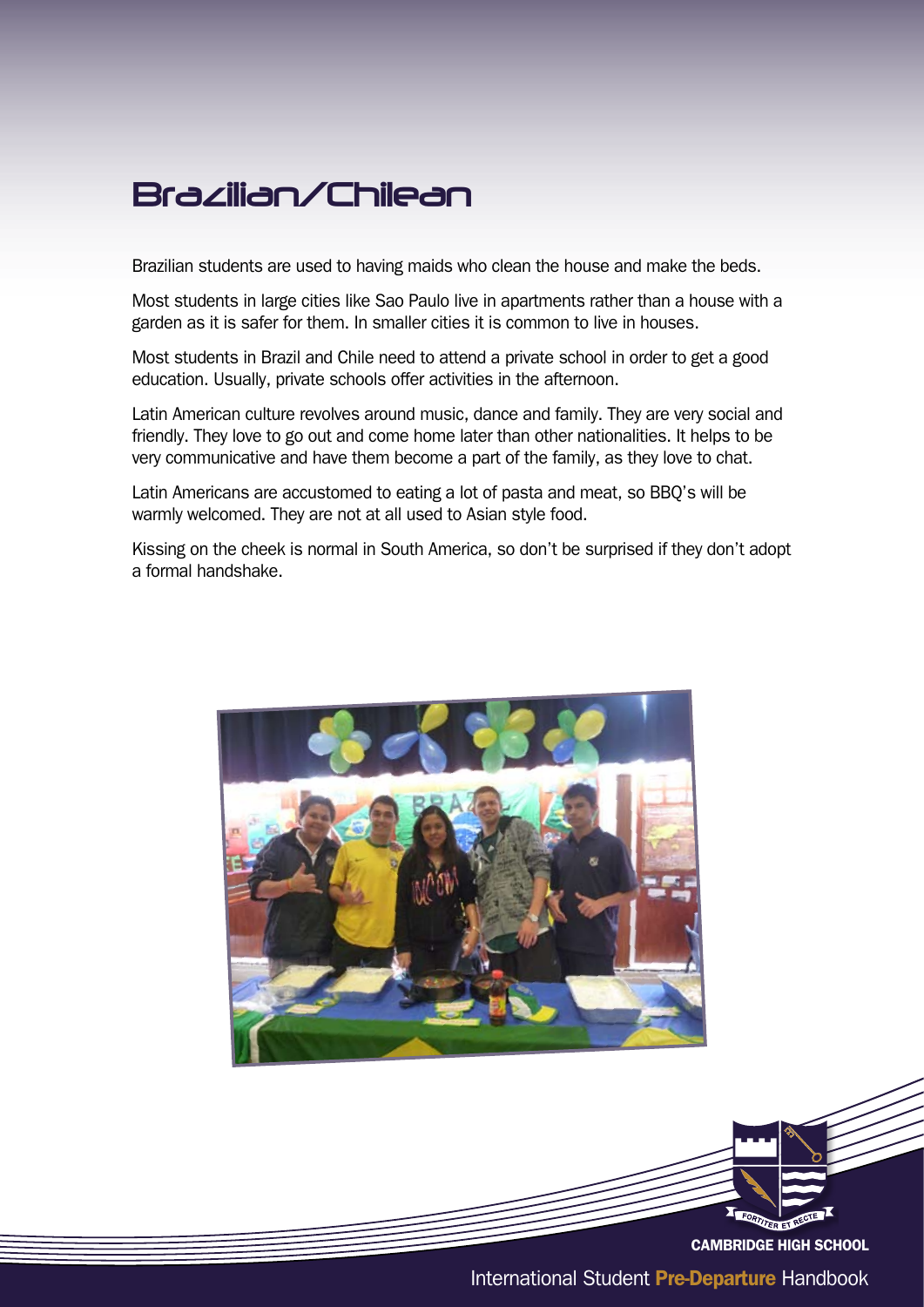# Brazilian/Chilean

Brazilian students are used to having maids who clean the house and make the beds.

Most students in large cities like Sao Paulo live in apartments rather than a house with a garden as it is safer for them. In smaller cities it is common to live in houses.

Most students in Brazil and Chile need to attend a private school in order to get a good education. Usually, private schools offer activities in the afternoon.

Latin American culture revolves around music, dance and family. They are very social and friendly. They love to go out and come home later than other nationalities. It helps to be very communicative and have them become a part of the family, as they love to chat.

Latin Americans are accustomed to eating a lot of pasta and meat, so BBQ's will be warmly welcomed. They are not at all used to Asian style food.

Kissing on the cheek is normal in South America, so don't be surprised if they don't adopt a formal handshake.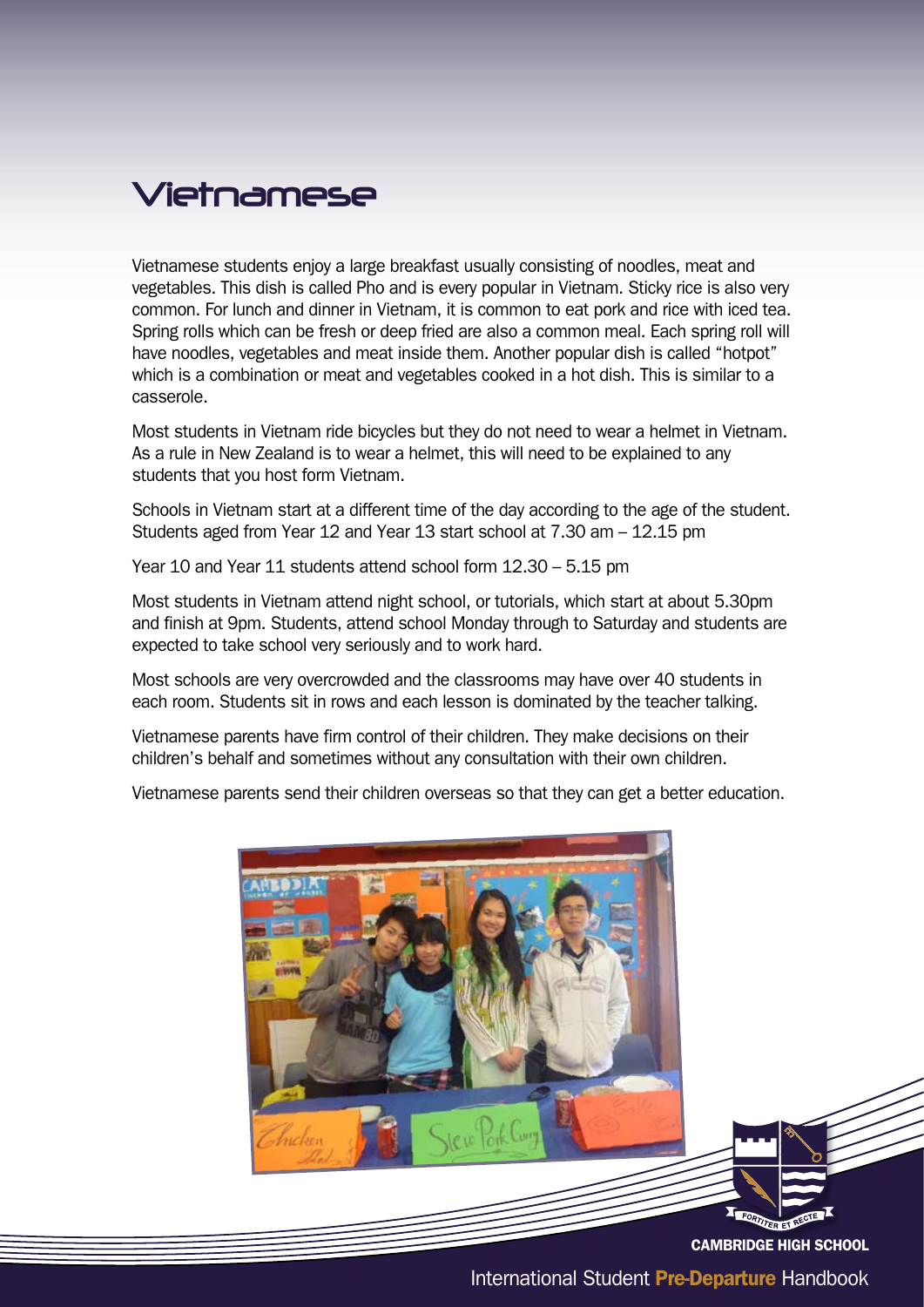# Vietnamese

Vietnamese students enjoy a large breakfast usually consisting of noodles, meat and vegetables. This dish is called Pho and is every popular in Vietnam. Sticky rice is also very common. For lunch and dinner in Vietnam, it is common to eat pork and rice with iced tea. Spring rolls which can be fresh or deep fried are also a common meal. Each spring roll will have noodles, vegetables and meat inside them. Another popular dish is called "hotpot" which is a combination or meat and vegetables cooked in a hot dish. This is similar to a casserole.

Most students in Vietnam ride bicycles but they do not need to wear a helmet in Vietnam. As a rule in New Zealand is to wear a helmet, this will need to be explained to any students that you host form Vietnam.

Schools in Vietnam start at a different time of the day according to the age of the student. Students aged from Year 12 and Year 13 start school at 7.30 am – 12.15 pm

Year 10 and Year 11 students attend school form 12.30 – 5.15 pm

Most students in Vietnam attend night school, or tutorials, which start at about 5.30pm and finish at 9pm. Students, attend school Monday through to Saturday and students are expected to take school very seriously and to work hard.

Most schools are very overcrowded and the classrooms may have over 40 students in each room. Students sit in rows and each lesson is dominated by the teacher talking.

Vietnamese parents have firm control of their children. They make decisions on their children's behalf and sometimes without any consultation with their own children.

Vietnamese parents send their children overseas so that they can get a better education.